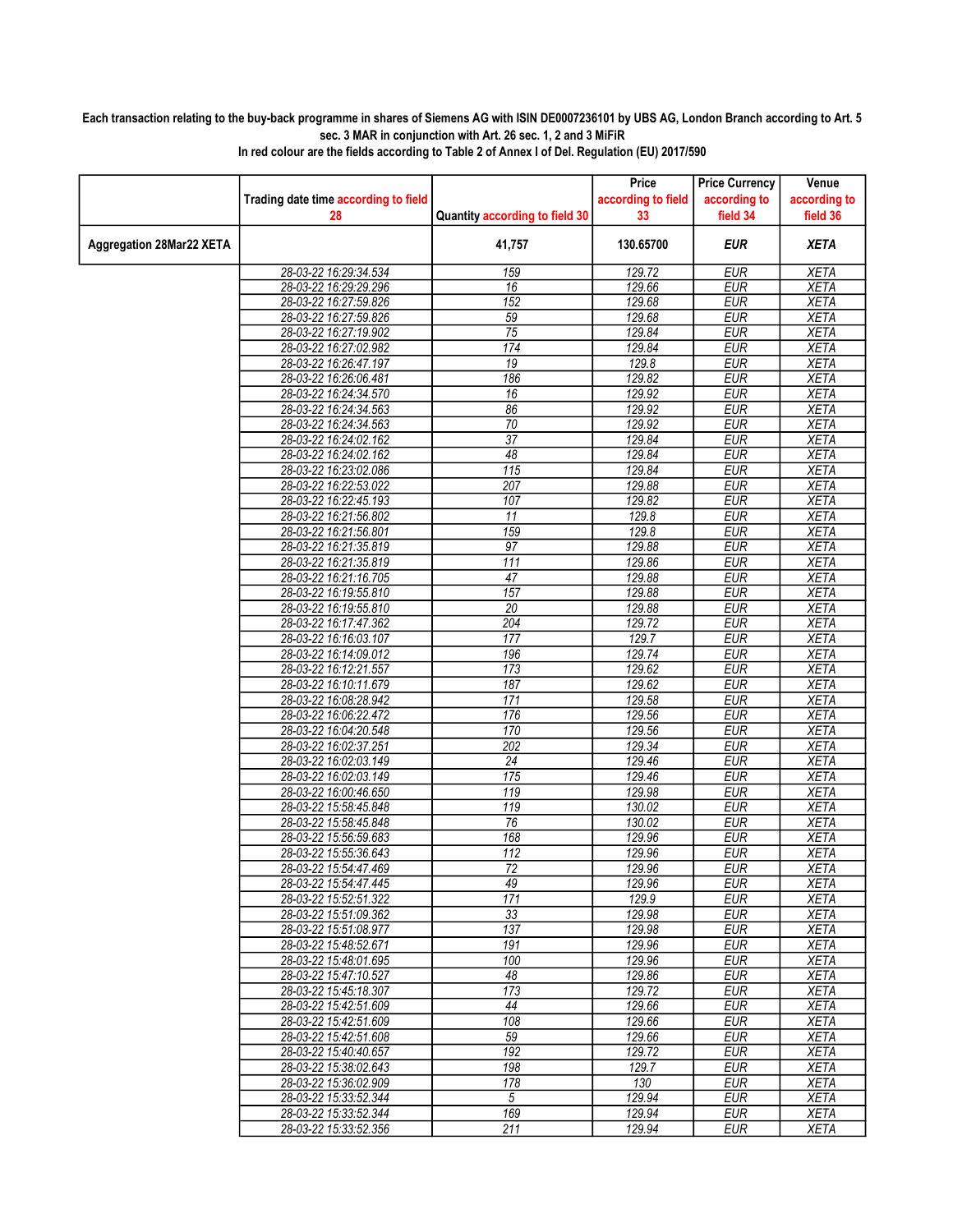**Each transaction relating to the buy-back programme in shares of Siemens AG with ISIN DE0007236101 by UBS AG, London Branch according to Art. 5 sec. 3 MAR in conjunction with Art. 26 sec. 1, 2 and 3 MiFiR**

**In red colour are the fields according to Table 2 of Annex I of Del. Regulation (EU) 2017/590**

| | Trading date time according to field 28 | Quantity according to field 30 | Price according to field 33 | Price Currency according to field 34 | Venue according to field 36 |
|---|---|---|---|---|---|
| **Aggregation 28Mar22 XETA** | | **41,757** | **130.65700** | ***EUR*** | ***XETA*** |
| | 28-03-22 16:29:34.534 | 159 | 129.72 | EUR | XETA |
| | 28-03-22 16:29:29.296 | 16 | 129.66 | EUR | XETA |
| | 28-03-22 16:27:59.826 | 152 | 129.68 | EUR | XETA |
| | 28-03-22 16:27:59.826 | 59 | 129.68 | EUR | XETA |
| | 28-03-22 16:27:19.902 | 75 | 129.84 | EUR | XETA |
| | 28-03-22 16:27:02.982 | 174 | 129.84 | EUR | XETA |
| | 28-03-22 16:26:47.197 | 19 | 129.8 | EUR | XETA |
| | 28-03-22 16:26:06.481 | 186 | 129.82 | EUR | XETA |
| | 28-03-22 16:24:34.570 | 16 | 129.92 | EUR | XETA |
| | 28-03-22 16:24:34.563 | 86 | 129.92 | EUR | XETA |
| | 28-03-22 16:24:34.563 | 70 | 129.92 | EUR | XETA |
| | 28-03-22 16:24:02.162 | 37 | 129.84 | EUR | XETA |
| | 28-03-22 16:24:02.162 | 48 | 129.84 | EUR | XETA |
| | 28-03-22 16:23:02.086 | 115 | 129.84 | EUR | XETA |
| | 28-03-22 16:22:53.022 | 207 | 129.88 | EUR | XETA |
| | 28-03-22 16:22:45.193 | 107 | 129.82 | EUR | XETA |
| | 28-03-22 16:21:56.802 | 11 | 129.8 | EUR | XETA |
| | 28-03-22 16:21:56.801 | 159 | 129.8 | EUR | XETA |
| | 28-03-22 16:21:35.819 | 97 | 129.88 | EUR | XETA |
| | 28-03-22 16:21:35.819 | 111 | 129.86 | EUR | XETA |
| | 28-03-22 16:21:16.705 | 47 | 129.88 | EUR | XETA |
| | 28-03-22 16:19:55.810 | 157 | 129.88 | EUR | XETA |
| | 28-03-22 16:19:55.810 | 20 | 129.88 | EUR | XETA |
| | 28-03-22 16:17:47.362 | 204 | 129.72 | EUR | XETA |
| | 28-03-22 16:16:03.107 | 177 | 129.7 | EUR | XETA |
| | 28-03-22 16:14:09.012 | 196 | 129.74 | EUR | XETA |
| | 28-03-22 16:12:21.557 | 173 | 129.62 | EUR | XETA |
| | 28-03-22 16:10:11.679 | 187 | 129.62 | EUR | XETA |
| | 28-03-22 16:08:28.942 | 171 | 129.58 | EUR | XETA |
| | 28-03-22 16:06:22.472 | 176 | 129.56 | EUR | XETA |
| | 28-03-22 16:04:20.548 | 170 | 129.56 | EUR | XETA |
| | 28-03-22 16:02:37.251 | 202 | 129.34 | EUR | XETA |
| | 28-03-22 16:02:03.149 | 24 | 129.46 | EUR | XETA |
| | 28-03-22 16:02:03.149 | 175 | 129.46 | EUR | XETA |
| | 28-03-22 16:00:46.650 | 119 | 129.98 | EUR | XETA |
| | 28-03-22 15:58:45.848 | 119 | 130.02 | EUR | XETA |
| | 28-03-22 15:58:45.848 | 76 | 130.02 | EUR | XETA |
| | 28-03-22 15:56:59.683 | 168 | 129.96 | EUR | XETA |
| | 28-03-22 15:55:36.643 | 112 | 129.96 | EUR | XETA |
| | 28-03-22 15:54:47.469 | 72 | 129.96 | EUR | XETA |
| | 28-03-22 15:54:47.445 | 49 | 129.96 | EUR | XETA |
| | 28-03-22 15:52:51.322 | 171 | 129.9 | EUR | XETA |
| | 28-03-22 15:51:09.362 | 33 | 129.98 | EUR | XETA |
| | 28-03-22 15:51:08.977 | 137 | 129.98 | EUR | XETA |
| | 28-03-22 15:48:52.671 | 191 | 129.96 | EUR | XETA |
| | 28-03-22 15:48:01.695 | 100 | 129.96 | EUR | XETA |
| | 28-03-22 15:47:10.527 | 48 | 129.86 | EUR | XETA |
| | 28-03-22 15:45:18.307 | 173 | 129.72 | EUR | XETA |
| | 28-03-22 15:42:51.609 | 44 | 129.66 | EUR | XETA |
| | 28-03-22 15:42:51.609 | 108 | 129.66 | EUR | XETA |
| | 28-03-22 15:42:51.608 | 59 | 129.66 | EUR | XETA |
| | 28-03-22 15:40:40.657 | 192 | 129.72 | EUR | XETA |
| | 28-03-22 15:38:02.643 | 198 | 129.7 | EUR | XETA |
| | 28-03-22 15:36:02.909 | 178 | 130 | EUR | XETA |
| | 28-03-22 15:33:52.344 | 5 | 129.94 | EUR | XETA |
| | 28-03-22 15:33:52.344 | 169 | 129.94 | EUR | XETA |
| | 28-03-22 15:33:52.356 | 211 | 129.94 | EUR | XETA |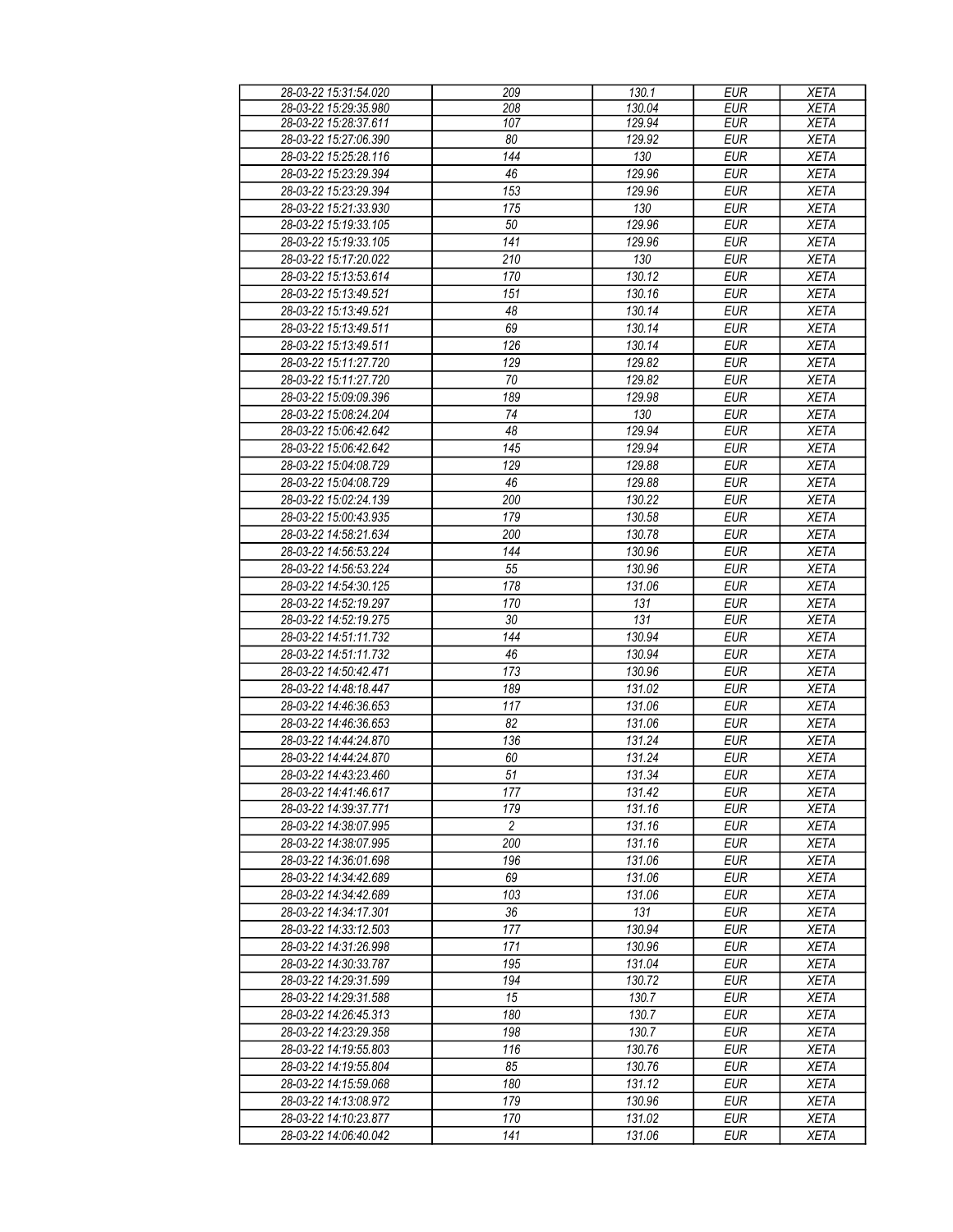| 28-03-22 15:31:54.020 | 209 | 130.1 | EUR | XETA |
|---|---|---|---|---|
| 28-03-22 15:29:35.980 | 208 | 130.04 | EUR | XETA |
| 28-03-22 15:28:37.611 | 107 | 129.94 | EUR | XETA |
| 28-03-22 15:27:06.390 | 80 | 129.92 | EUR | XETA |
| 28-03-22 15:25:28.116 | 144 | 130 | EUR | XETA |
| 28-03-22 15:23:29.394 | 46 | 129.96 | EUR | XETA |
| 28-03-22 15:23:29.394 | 153 | 129.96 | EUR | XETA |
| 28-03-22 15:21:33.930 | 175 | 130 | EUR | XETA |
| 28-03-22 15:19:33.105 | 50 | 129.96 | EUR | XETA |
| 28-03-22 15:19:33.105 | 141 | 129.96 | EUR | XETA |
| 28-03-22 15:17:20.022 | 210 | 130 | EUR | XETA |
| 28-03-22 15:13:53.614 | 170 | 130.12 | EUR | XETA |
| 28-03-22 15:13:49.521 | 151 | 130.16 | EUR | XETA |
| 28-03-22 15:13:49.521 | 48 | 130.14 | EUR | XETA |
| 28-03-22 15:13:49.511 | 69 | 130.14 | EUR | XETA |
| 28-03-22 15:13:49.511 | 126 | 130.14 | EUR | XETA |
| 28-03-22 15:11:27.720 | 129 | 129.82 | EUR | XETA |
| 28-03-22 15:11:27.720 | 70 | 129.82 | EUR | XETA |
| 28-03-22 15:09:09.396 | 189 | 129.98 | EUR | XETA |
| 28-03-22 15:08:24.204 | 74 | 130 | EUR | XETA |
| 28-03-22 15:06:42.642 | 48 | 129.94 | EUR | XETA |
| 28-03-22 15:06:42.642 | 145 | 129.94 | EUR | XETA |
| 28-03-22 15:04:08.729 | 129 | 129.88 | EUR | XETA |
| 28-03-22 15:04:08.729 | 46 | 129.88 | EUR | XETA |
| 28-03-22 15:02:24.139 | 200 | 130.22 | EUR | XETA |
| 28-03-22 15:00:43.935 | 179 | 130.58 | EUR | XETA |
| 28-03-22 14:58:21.634 | 200 | 130.78 | EUR | XETA |
| 28-03-22 14:56:53.224 | 144 | 130.96 | EUR | XETA |
| 28-03-22 14:56:53.224 | 55 | 130.96 | EUR | XETA |
| 28-03-22 14:54:30.125 | 178 | 131.06 | EUR | XETA |
| 28-03-22 14:52:19.297 | 170 | 131 | EUR | XETA |
| 28-03-22 14:52:19.275 | 30 | 131 | EUR | XETA |
| 28-03-22 14:51:11.732 | 144 | 130.94 | EUR | XETA |
| 28-03-22 14:51:11.732 | 46 | 130.94 | EUR | XETA |
| 28-03-22 14:50:42.471 | 173 | 130.96 | EUR | XETA |
| 28-03-22 14:48:18.447 | 189 | 131.02 | EUR | XETA |
| 28-03-22 14:46:36.653 | 117 | 131.06 | EUR | XETA |
| 28-03-22 14:46:36.653 | 82 | 131.06 | EUR | XETA |
| 28-03-22 14:44:24.870 | 136 | 131.24 | EUR | XETA |
| 28-03-22 14:44:24.870 | 60 | 131.24 | EUR | XETA |
| 28-03-22 14:43:23.460 | 51 | 131.34 | EUR | XETA |
| 28-03-22 14:41:46.617 | 177 | 131.42 | EUR | XETA |
| 28-03-22 14:39:37.771 | 179 | 131.16 | EUR | XETA |
| 28-03-22 14:38:07.995 | 2 | 131.16 | EUR | XETA |
| 28-03-22 14:38:07.995 | 200 | 131.16 | EUR | XETA |
| 28-03-22 14:36:01.698 | 196 | 131.06 | EUR | XETA |
| 28-03-22 14:34:42.689 | 69 | 131.06 | EUR | XETA |
| 28-03-22 14:34:42.689 | 103 | 131.06 | EUR | XETA |
| 28-03-22 14:34:17.301 | 36 | 131 | EUR | XETA |
| 28-03-22 14:33:12.503 | 177 | 130.94 | EUR | XETA |
| 28-03-22 14:31:26.998 | 171 | 130.96 | EUR | XETA |
| 28-03-22 14:30:33.787 | 195 | 131.04 | EUR | XETA |
| 28-03-22 14:29:31.599 | 194 | 130.72 | EUR | XETA |
| 28-03-22 14:29:31.588 | 15 | 130.7 | EUR | XETA |
| 28-03-22 14:26:45.313 | 180 | 130.7 | EUR | XETA |
| 28-03-22 14:23:29.358 | 198 | 130.7 | EUR | XETA |
| 28-03-22 14:19:55.803 | 116 | 130.76 | EUR | XETA |
| 28-03-22 14:19:55.804 | 85 | 130.76 | EUR | XETA |
| 28-03-22 14:15:59.068 | 180 | 131.12 | EUR | XETA |
| 28-03-22 14:13:08.972 | 179 | 130.96 | EUR | XETA |
| 28-03-22 14:10:23.877 | 170 | 131.02 | EUR | XETA |
| 28-03-22 14:06:40.042 | 141 | 131.06 | EUR | XETA |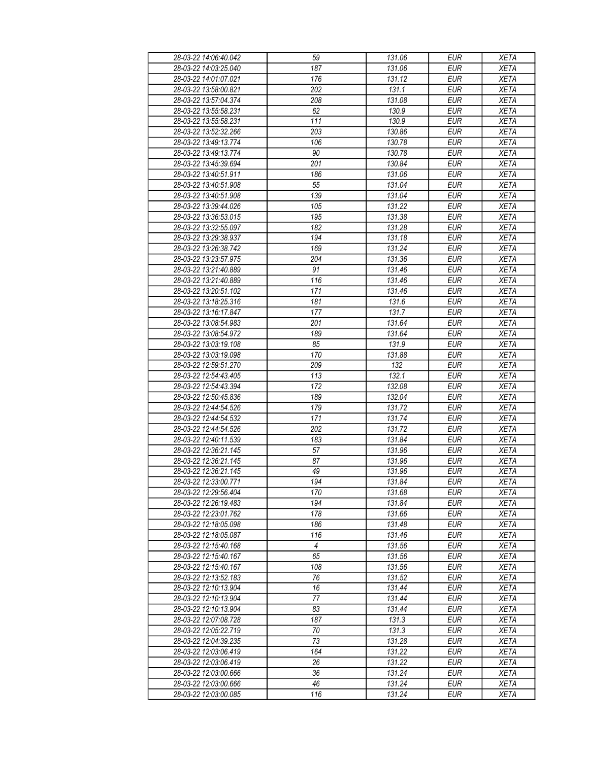| 28-03-22 14:06:40.042 | 59 | 131.06 | EUR | XETA |
|---|---|---|---|---|
| 28-03-22 14:03:25.040 | 187 | 131.06 | EUR | XETA |
| 28-03-22 14:01:07.021 | 176 | 131.12 | EUR | XETA |
| 28-03-22 13:58:00.821 | 202 | 131.1 | EUR | XETA |
| 28-03-22 13:57:04.374 | 208 | 131.08 | EUR | XETA |
| 28-03-22 13:55:58.231 | 62 | 130.9 | EUR | XETA |
| 28-03-22 13:55:58.231 | 111 | 130.9 | EUR | XETA |
| 28-03-22 13:52:32.266 | 203 | 130.86 | EUR | XETA |
| 28-03-22 13:49:13.774 | 106 | 130.78 | EUR | XETA |
| 28-03-22 13:49:13.774 | 90 | 130.78 | EUR | XETA |
| 28-03-22 13:45:39.694 | 201 | 130.84 | EUR | XETA |
| 28-03-22 13:40:51.911 | 186 | 131.06 | EUR | XETA |
| 28-03-22 13:40:51.908 | 55 | 131.04 | EUR | XETA |
| 28-03-22 13:40:51.908 | 139 | 131.04 | EUR | XETA |
| 28-03-22 13:39:44.026 | 105 | 131.22 | EUR | XETA |
| 28-03-22 13:36:53.015 | 195 | 131.38 | EUR | XETA |
| 28-03-22 13:32:55.097 | 182 | 131.28 | EUR | XETA |
| 28-03-22 13:29:38.937 | 194 | 131.18 | EUR | XETA |
| 28-03-22 13:26:38.742 | 169 | 131.24 | EUR | XETA |
| 28-03-22 13:23:57.975 | 204 | 131.36 | EUR | XETA |
| 28-03-22 13:21:40.889 | 91 | 131.46 | EUR | XETA |
| 28-03-22 13:21:40.889 | 116 | 131.46 | EUR | XETA |
| 28-03-22 13:20:51.102 | 171 | 131.46 | EUR | XETA |
| 28-03-22 13:18:25.316 | 181 | 131.6 | EUR | XETA |
| 28-03-22 13:16:17.847 | 177 | 131.7 | EUR | XETA |
| 28-03-22 13:08:54.983 | 201 | 131.64 | EUR | XETA |
| 28-03-22 13:08:54.972 | 189 | 131.64 | EUR | XETA |
| 28-03-22 13:03:19.108 | 85 | 131.9 | EUR | XETA |
| 28-03-22 13:03:19.098 | 170 | 131.88 | EUR | XETA |
| 28-03-22 12:59:51.270 | 209 | 132 | EUR | XETA |
| 28-03-22 12:54:43.405 | 113 | 132.1 | EUR | XETA |
| 28-03-22 12:54:43.394 | 172 | 132.08 | EUR | XETA |
| 28-03-22 12:50:45.836 | 189 | 132.04 | EUR | XETA |
| 28-03-22 12:44:54.526 | 179 | 131.72 | EUR | XETA |
| 28-03-22 12:44:54.532 | 171 | 131.74 | EUR | XETA |
| 28-03-22 12:44:54.526 | 202 | 131.72 | EUR | XETA |
| 28-03-22 12:40:11.539 | 183 | 131.84 | EUR | XETA |
| 28-03-22 12:36:21.145 | 57 | 131.96 | EUR | XETA |
| 28-03-22 12:36:21.145 | 87 | 131.96 | EUR | XETA |
| 28-03-22 12:36:21.145 | 49 | 131.96 | EUR | XETA |
| 28-03-22 12:33:00.771 | 194 | 131.84 | EUR | XETA |
| 28-03-22 12:29:56.404 | 170 | 131.68 | EUR | XETA |
| 28-03-22 12:26:19.483 | 194 | 131.84 | EUR | XETA |
| 28-03-22 12:23:01.762 | 178 | 131.66 | EUR | XETA |
| 28-03-22 12:18:05.098 | 186 | 131.48 | EUR | XETA |
| 28-03-22 12:18:05.087 | 116 | 131.46 | EUR | XETA |
| 28-03-22 12:15:40.168 | 4 | 131.56 | EUR | XETA |
| 28-03-22 12:15:40.167 | 65 | 131.56 | EUR | XETA |
| 28-03-22 12:15:40.167 | 108 | 131.56 | EUR | XETA |
| 28-03-22 12:13:52.183 | 76 | 131.52 | EUR | XETA |
| 28-03-22 12:10:13.904 | 16 | 131.44 | EUR | XETA |
| 28-03-22 12:10:13.904 | 77 | 131.44 | EUR | XETA |
| 28-03-22 12:10:13.904 | 83 | 131.44 | EUR | XETA |
| 28-03-22 12:07:08.728 | 187 | 131.3 | EUR | XETA |
| 28-03-22 12:05:22.719 | 70 | 131.3 | EUR | XETA |
| 28-03-22 12:04:39.235 | 73 | 131.28 | EUR | XETA |
| 28-03-22 12:03:06.419 | 164 | 131.22 | EUR | XETA |
| 28-03-22 12:03:06.419 | 26 | 131.22 | EUR | XETA |
| 28-03-22 12:03:00.666 | 36 | 131.24 | EUR | XETA |
| 28-03-22 12:03:00.666 | 46 | 131.24 | EUR | XETA |
| 28-03-22 12:03:00.085 | 116 | 131.24 | EUR | XETA |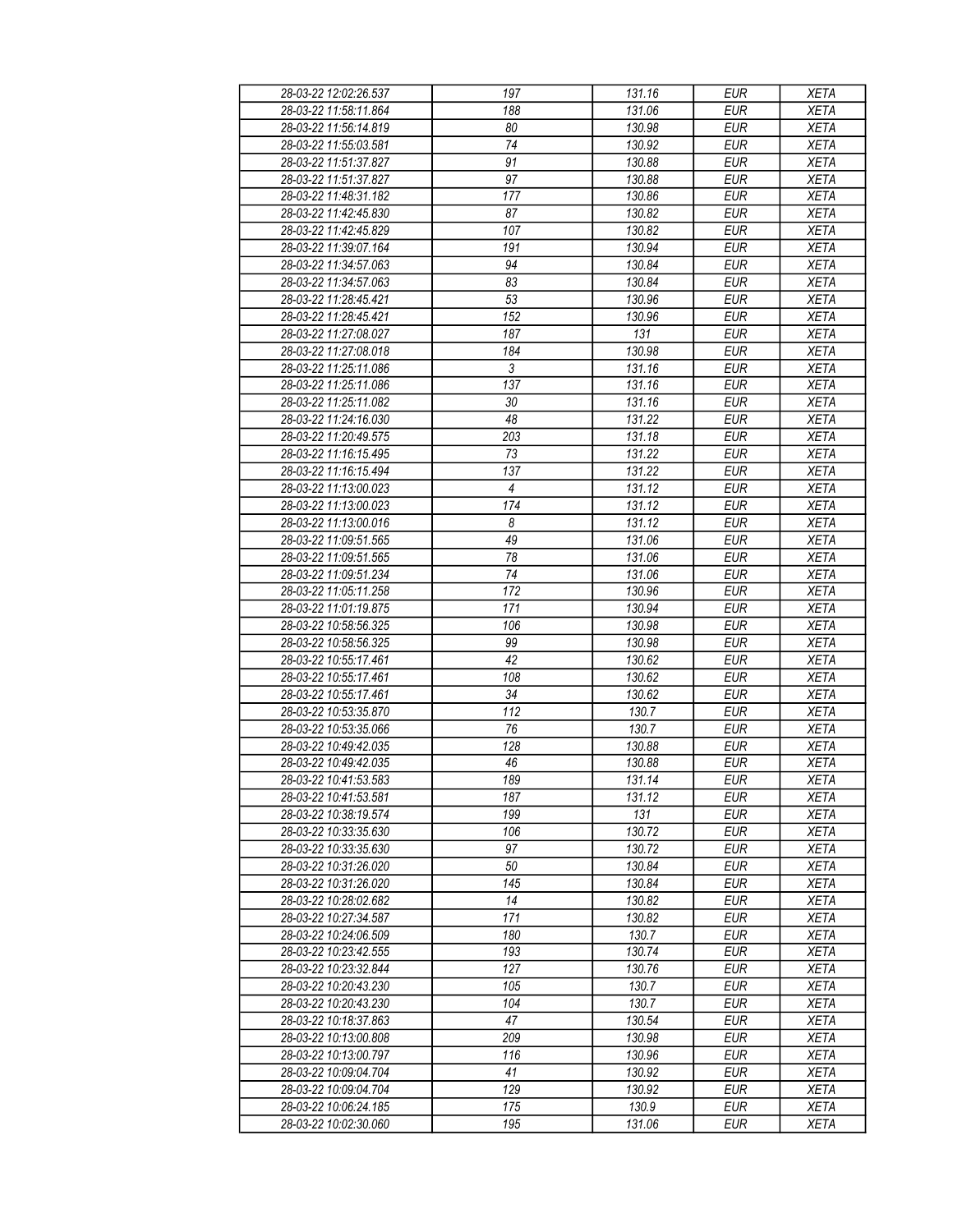| 28-03-22 12:02:26.537 | 197 | 131.16 | EUR | XETA |
|---|---|---|---|---|
| 28-03-22 11:58:11.864 | 188 | 131.06 | EUR | XETA |
| 28-03-22 11:56:14.819 | 80 | 130.98 | EUR | XETA |
| 28-03-22 11:55:03.581 | 74 | 130.92 | EUR | XETA |
| 28-03-22 11:51:37.827 | 91 | 130.88 | EUR | XETA |
| 28-03-22 11:51:37.827 | 97 | 130.88 | EUR | XETA |
| 28-03-22 11:48:31.182 | 177 | 130.86 | EUR | XETA |
| 28-03-22 11:42:45.830 | 87 | 130.82 | EUR | XETA |
| 28-03-22 11:42:45.829 | 107 | 130.82 | EUR | XETA |
| 28-03-22 11:39:07.164 | 191 | 130.94 | EUR | XETA |
| 28-03-22 11:34:57.063 | 94 | 130.84 | EUR | XETA |
| 28-03-22 11:34:57.063 | 83 | 130.84 | EUR | XETA |
| 28-03-22 11:28:45.421 | 53 | 130.96 | EUR | XETA |
| 28-03-22 11:28:45.421 | 152 | 130.96 | EUR | XETA |
| 28-03-22 11:27:08.027 | 187 | 131 | EUR | XETA |
| 28-03-22 11:27:08.018 | 184 | 130.98 | EUR | XETA |
| 28-03-22 11:25:11.086 | 3 | 131.16 | EUR | XETA |
| 28-03-22 11:25:11.086 | 137 | 131.16 | EUR | XETA |
| 28-03-22 11:25:11.082 | 30 | 131.16 | EUR | XETA |
| 28-03-22 11:24:16.030 | 48 | 131.22 | EUR | XETA |
| 28-03-22 11:20:49.575 | 203 | 131.18 | EUR | XETA |
| 28-03-22 11:16:15.495 | 73 | 131.22 | EUR | XETA |
| 28-03-22 11:16:15.494 | 137 | 131.22 | EUR | XETA |
| 28-03-22 11:13:00.023 | 4 | 131.12 | EUR | XETA |
| 28-03-22 11:13:00.023 | 174 | 131.12 | EUR | XETA |
| 28-03-22 11:13:00.016 | 8 | 131.12 | EUR | XETA |
| 28-03-22 11:09:51.565 | 49 | 131.06 | EUR | XETA |
| 28-03-22 11:09:51.565 | 78 | 131.06 | EUR | XETA |
| 28-03-22 11:09:51.234 | 74 | 131.06 | EUR | XETA |
| 28-03-22 11:05:11.258 | 172 | 130.96 | EUR | XETA |
| 28-03-22 11:01:19.875 | 171 | 130.94 | EUR | XETA |
| 28-03-22 10:58:56.325 | 106 | 130.98 | EUR | XETA |
| 28-03-22 10:58:56.325 | 99 | 130.98 | EUR | XETA |
| 28-03-22 10:55:17.461 | 42 | 130.62 | EUR | XETA |
| 28-03-22 10:55:17.461 | 108 | 130.62 | EUR | XETA |
| 28-03-22 10:55:17.461 | 34 | 130.62 | EUR | XETA |
| 28-03-22 10:53:35.870 | 112 | 130.7 | EUR | XETA |
| 28-03-22 10:53:35.066 | 76 | 130.7 | EUR | XETA |
| 28-03-22 10:49:42.035 | 128 | 130.88 | EUR | XETA |
| 28-03-22 10:49:42.035 | 46 | 130.88 | EUR | XETA |
| 28-03-22 10:41:53.583 | 189 | 131.14 | EUR | XETA |
| 28-03-22 10:41:53.581 | 187 | 131.12 | EUR | XETA |
| 28-03-22 10:38:19.574 | 199 | 131 | EUR | XETA |
| 28-03-22 10:33:35.630 | 106 | 130.72 | EUR | XETA |
| 28-03-22 10:33:35.630 | 97 | 130.72 | EUR | XETA |
| 28-03-22 10:31:26.020 | 50 | 130.84 | EUR | XETA |
| 28-03-22 10:31:26.020 | 145 | 130.84 | EUR | XETA |
| 28-03-22 10:28:02.682 | 14 | 130.82 | EUR | XETA |
| 28-03-22 10:27:34.587 | 171 | 130.82 | EUR | XETA |
| 28-03-22 10:24:06.509 | 180 | 130.7 | EUR | XETA |
| 28-03-22 10:23:42.555 | 193 | 130.74 | EUR | XETA |
| 28-03-22 10:23:32.844 | 127 | 130.76 | EUR | XETA |
| 28-03-22 10:20:43.230 | 105 | 130.7 | EUR | XETA |
| 28-03-22 10:20:43.230 | 104 | 130.7 | EUR | XETA |
| 28-03-22 10:18:37.863 | 47 | 130.54 | EUR | XETA |
| 28-03-22 10:13:00.808 | 209 | 130.98 | EUR | XETA |
| 28-03-22 10:13:00.797 | 116 | 130.96 | EUR | XETA |
| 28-03-22 10:09:04.704 | 41 | 130.92 | EUR | XETA |
| 28-03-22 10:09:04.704 | 129 | 130.92 | EUR | XETA |
| 28-03-22 10:06:24.185 | 175 | 130.9 | EUR | XETA |
| 28-03-22 10:02:30.060 | 195 | 131.06 | EUR | XETA |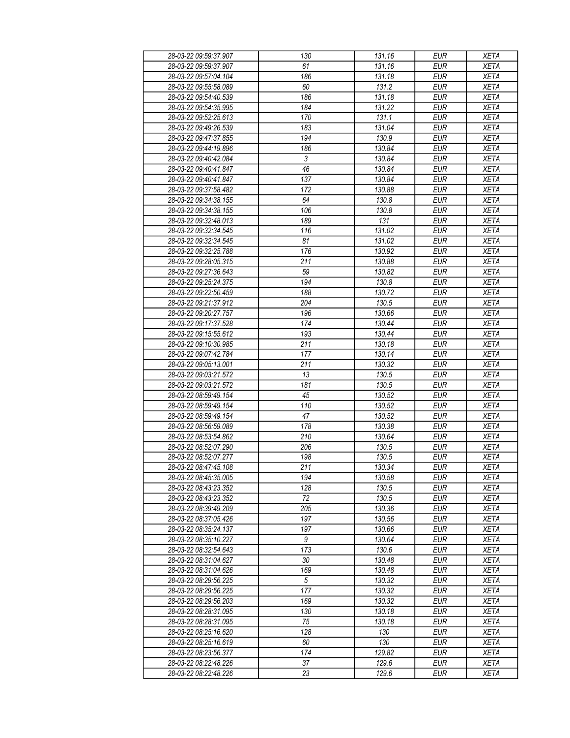| 28-03-22 09:59:37.907 | 130 | 131.16 | EUR | XETA |
|---|---|---|---|---|
| 28-03-22 09:59:37.907 | 61 | 131.16 | EUR | XETA |
| 28-03-22 09:57:04.104 | 186 | 131.18 | EUR | XETA |
| 28-03-22 09:55:58.089 | 60 | 131.2 | EUR | XETA |
| 28-03-22 09:54:40.539 | 186 | 131.18 | EUR | XETA |
| 28-03-22 09:54:35.995 | 184 | 131.22 | EUR | XETA |
| 28-03-22 09:52:25.613 | 170 | 131.1 | EUR | XETA |
| 28-03-22 09:49:26.539 | 183 | 131.04 | EUR | XETA |
| 28-03-22 09:47:37.855 | 194 | 130.9 | EUR | XETA |
| 28-03-22 09:44:19.896 | 186 | 130.84 | EUR | XETA |
| 28-03-22 09:40:42.084 | 3 | 130.84 | EUR | XETA |
| 28-03-22 09:40:41.847 | 46 | 130.84 | EUR | XETA |
| 28-03-22 09:40:41.847 | 137 | 130.84 | EUR | XETA |
| 28-03-22 09:37:58.482 | 172 | 130.88 | EUR | XETA |
| 28-03-22 09:34:38.155 | 64 | 130.8 | EUR | XETA |
| 28-03-22 09:34:38.155 | 106 | 130.8 | EUR | XETA |
| 28-03-22 09:32:48.013 | 189 | 131 | EUR | XETA |
| 28-03-22 09:32:34.545 | 116 | 131.02 | EUR | XETA |
| 28-03-22 09:32:34.545 | 81 | 131.02 | EUR | XETA |
| 28-03-22 09:32:25.788 | 176 | 130.92 | EUR | XETA |
| 28-03-22 09:28:05.315 | 211 | 130.88 | EUR | XETA |
| 28-03-22 09:27:36.643 | 59 | 130.82 | EUR | XETA |
| 28-03-22 09:25:24.375 | 194 | 130.8 | EUR | XETA |
| 28-03-22 09:22:50.459 | 188 | 130.72 | EUR | XETA |
| 28-03-22 09:21:37.912 | 204 | 130.5 | EUR | XETA |
| 28-03-22 09:20:27.757 | 196 | 130.66 | EUR | XETA |
| 28-03-22 09:17:37.528 | 174 | 130.44 | EUR | XETA |
| 28-03-22 09:15:55.612 | 193 | 130.44 | EUR | XETA |
| 28-03-22 09:10:30.985 | 211 | 130.18 | EUR | XETA |
| 28-03-22 09:07:42.784 | 177 | 130.14 | EUR | XETA |
| 28-03-22 09:05:13.001 | 211 | 130.32 | EUR | XETA |
| 28-03-22 09:03:21.572 | 13 | 130.5 | EUR | XETA |
| 28-03-22 09:03:21.572 | 181 | 130.5 | EUR | XETA |
| 28-03-22 08:59:49.154 | 45 | 130.52 | EUR | XETA |
| 28-03-22 08:59:49.154 | 110 | 130.52 | EUR | XETA |
| 28-03-22 08:59:49.154 | 47 | 130.52 | EUR | XETA |
| 28-03-22 08:56:59.089 | 178 | 130.38 | EUR | XETA |
| 28-03-22 08:53:54.862 | 210 | 130.64 | EUR | XETA |
| 28-03-22 08:52:07.290 | 206 | 130.5 | EUR | XETA |
| 28-03-22 08:52:07.277 | 198 | 130.5 | EUR | XETA |
| 28-03-22 08:47:45.108 | 211 | 130.34 | EUR | XETA |
| 28-03-22 08:45:35.005 | 194 | 130.58 | EUR | XETA |
| 28-03-22 08:43:23.352 | 128 | 130.5 | EUR | XETA |
| 28-03-22 08:43:23.352 | 72 | 130.5 | EUR | XETA |
| 28-03-22 08:39:49.209 | 205 | 130.36 | EUR | XETA |
| 28-03-22 08:37:05.426 | 197 | 130.56 | EUR | XETA |
| 28-03-22 08:35:24.137 | 197 | 130.66 | EUR | XETA |
| 28-03-22 08:35:10.227 | 9 | 130.64 | EUR | XETA |
| 28-03-22 08:32:54.643 | 173 | 130.6 | EUR | XETA |
| 28-03-22 08:31:04.627 | 30 | 130.48 | EUR | XETA |
| 28-03-22 08:31:04.626 | 169 | 130.48 | EUR | XETA |
| 28-03-22 08:29:56.225 | 5 | 130.32 | EUR | XETA |
| 28-03-22 08:29:56.225 | 177 | 130.32 | EUR | XETA |
| 28-03-22 08:29:56.203 | 169 | 130.32 | EUR | XETA |
| 28-03-22 08:28:31.095 | 130 | 130.18 | EUR | XETA |
| 28-03-22 08:28:31.095 | 75 | 130.18 | EUR | XETA |
| 28-03-22 08:25:16.620 | 128 | 130 | EUR | XETA |
| 28-03-22 08:25:16.619 | 60 | 130 | EUR | XETA |
| 28-03-22 08:23:56.377 | 174 | 129.82 | EUR | XETA |
| 28-03-22 08:22:48.226 | 37 | 129.6 | EUR | XETA |
| 28-03-22 08:22:48.226 | 23 | 129.6 | EUR | XETA |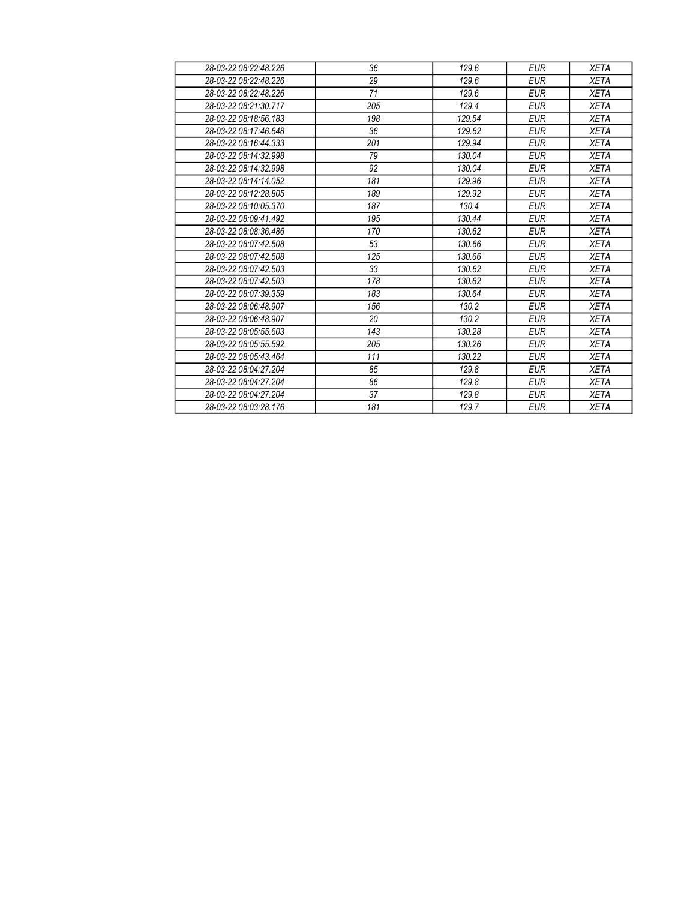| | | | | |
|---|---|---|---|---|
| 28-03-22 08:22:48.226 | 36 | 129.6 | EUR | XETA |
| 28-03-22 08:22:48.226 | 29 | 129.6 | EUR | XETA |
| 28-03-22 08:22:48.226 | 71 | 129.6 | EUR | XETA |
| 28-03-22 08:21:30.717 | 205 | 129.4 | EUR | XETA |
| 28-03-22 08:18:56.183 | 198 | 129.54 | EUR | XETA |
| 28-03-22 08:17:46.648 | 36 | 129.62 | EUR | XETA |
| 28-03-22 08:16:44.333 | 201 | 129.94 | EUR | XETA |
| 28-03-22 08:14:32.998 | 79 | 130.04 | EUR | XETA |
| 28-03-22 08:14:32.998 | 92 | 130.04 | EUR | XETA |
| 28-03-22 08:14:14.052 | 181 | 129.96 | EUR | XETA |
| 28-03-22 08:12:28.805 | 189 | 129.92 | EUR | XETA |
| 28-03-22 08:10:05.370 | 187 | 130.4 | EUR | XETA |
| 28-03-22 08:09:41.492 | 195 | 130.44 | EUR | XETA |
| 28-03-22 08:08:36.486 | 170 | 130.62 | EUR | XETA |
| 28-03-22 08:07:42.508 | 53 | 130.66 | EUR | XETA |
| 28-03-22 08:07:42.508 | 125 | 130.66 | EUR | XETA |
| 28-03-22 08:07:42.503 | 33 | 130.62 | EUR | XETA |
| 28-03-22 08:07:42.503 | 178 | 130.62 | EUR | XETA |
| 28-03-22 08:07:39.359 | 183 | 130.64 | EUR | XETA |
| 28-03-22 08:06:48.907 | 156 | 130.2 | EUR | XETA |
| 28-03-22 08:06:48.907 | 20 | 130.2 | EUR | XETA |
| 28-03-22 08:05:55.603 | 143 | 130.28 | EUR | XETA |
| 28-03-22 08:05:55.592 | 205 | 130.26 | EUR | XETA |
| 28-03-22 08:05:43.464 | 111 | 130.22 | EUR | XETA |
| 28-03-22 08:04:27.204 | 85 | 129.8 | EUR | XETA |
| 28-03-22 08:04:27.204 | 86 | 129.8 | EUR | XETA |
| 28-03-22 08:04:27.204 | 37 | 129.8 | EUR | XETA |
| 28-03-22 08:03:28.176 | 181 | 129.7 | EUR | XETA |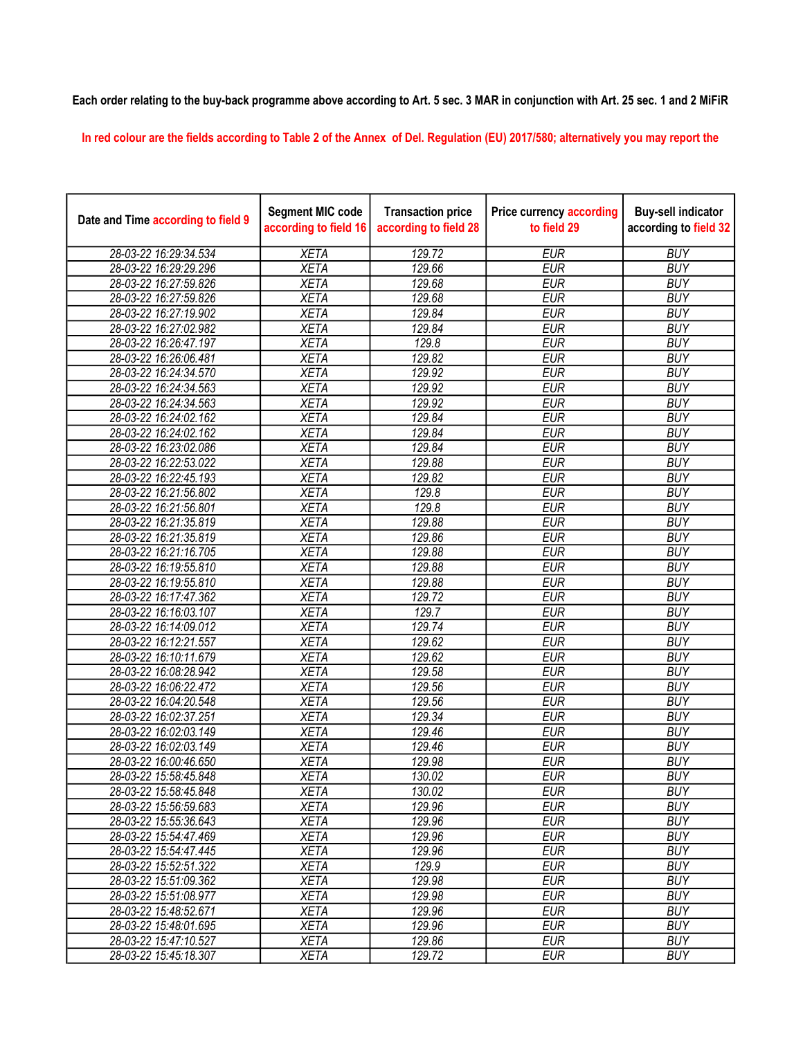Each order relating to the buy-back programme above according to Art. 5 sec. 3 MAR in conjunction with Art. 25 sec. 1 and 2 MiFiR

In red colour are the fields according to Table 2 of the Annex of Del. Regulation (EU) 2017/580; alternatively you may report the

| Date and Time according to field 9 | Segment MIC code according to field 16 | Transaction price according to field 28 | Price currency according to field 29 | Buy-sell indicator according to field 32 |
|---|---|---|---|---|
| 28-03-22 16:29:34.534 | XETA | 129.72 | EUR | BUY |
| 28-03-22 16:29:29.296 | XETA | 129.66 | EUR | BUY |
| 28-03-22 16:27:59.826 | XETA | 129.68 | EUR | BUY |
| 28-03-22 16:27:59.826 | XETA | 129.68 | EUR | BUY |
| 28-03-22 16:27:19.902 | XETA | 129.84 | EUR | BUY |
| 28-03-22 16:27:02.982 | XETA | 129.84 | EUR | BUY |
| 28-03-22 16:26:47.197 | XETA | 129.8 | EUR | BUY |
| 28-03-22 16:26:06.481 | XETA | 129.82 | EUR | BUY |
| 28-03-22 16:24:34.570 | XETA | 129.92 | EUR | BUY |
| 28-03-22 16:24:34.563 | XETA | 129.92 | EUR | BUY |
| 28-03-22 16:24:34.563 | XETA | 129.92 | EUR | BUY |
| 28-03-22 16:24:02.162 | XETA | 129.84 | EUR | BUY |
| 28-03-22 16:24:02.162 | XETA | 129.84 | EUR | BUY |
| 28-03-22 16:23:02.086 | XETA | 129.84 | EUR | BUY |
| 28-03-22 16:22:53.022 | XETA | 129.88 | EUR | BUY |
| 28-03-22 16:22:45.193 | XETA | 129.82 | EUR | BUY |
| 28-03-22 16:21:56.802 | XETA | 129.8 | EUR | BUY |
| 28-03-22 16:21:56.801 | XETA | 129.8 | EUR | BUY |
| 28-03-22 16:21:35.819 | XETA | 129.88 | EUR | BUY |
| 28-03-22 16:21:35.819 | XETA | 129.86 | EUR | BUY |
| 28-03-22 16:21:16.705 | XETA | 129.88 | EUR | BUY |
| 28-03-22 16:19:55.810 | XETA | 129.88 | EUR | BUY |
| 28-03-22 16:19:55.810 | XETA | 129.88 | EUR | BUY |
| 28-03-22 16:17:47.362 | XETA | 129.72 | EUR | BUY |
| 28-03-22 16:16:03.107 | XETA | 129.7 | EUR | BUY |
| 28-03-22 16:14:09.012 | XETA | 129.74 | EUR | BUY |
| 28-03-22 16:12:21.557 | XETA | 129.62 | EUR | BUY |
| 28-03-22 16:10:11.679 | XETA | 129.62 | EUR | BUY |
| 28-03-22 16:08:28.942 | XETA | 129.58 | EUR | BUY |
| 28-03-22 16:06:22.472 | XETA | 129.56 | EUR | BUY |
| 28-03-22 16:04:20.548 | XETA | 129.56 | EUR | BUY |
| 28-03-22 16:02:37.251 | XETA | 129.34 | EUR | BUY |
| 28-03-22 16:02:03.149 | XETA | 129.46 | EUR | BUY |
| 28-03-22 16:02:03.149 | XETA | 129.46 | EUR | BUY |
| 28-03-22 16:00:46.650 | XETA | 129.98 | EUR | BUY |
| 28-03-22 15:58:45.848 | XETA | 130.02 | EUR | BUY |
| 28-03-22 15:58:45.848 | XETA | 130.02 | EUR | BUY |
| 28-03-22 15:56:59.683 | XETA | 129.96 | EUR | BUY |
| 28-03-22 15:55:36.643 | XETA | 129.96 | EUR | BUY |
| 28-03-22 15:54:47.469 | XETA | 129.96 | EUR | BUY |
| 28-03-22 15:54:47.445 | XETA | 129.96 | EUR | BUY |
| 28-03-22 15:52:51.322 | XETA | 129.9 | EUR | BUY |
| 28-03-22 15:51:09.362 | XETA | 129.98 | EUR | BUY |
| 28-03-22 15:51:08.977 | XETA | 129.98 | EUR | BUY |
| 28-03-22 15:48:52.671 | XETA | 129.96 | EUR | BUY |
| 28-03-22 15:48:01.695 | XETA | 129.96 | EUR | BUY |
| 28-03-22 15:47:10.527 | XETA | 129.86 | EUR | BUY |
| 28-03-22 15:45:18.307 | XETA | 129.72 | EUR | BUY |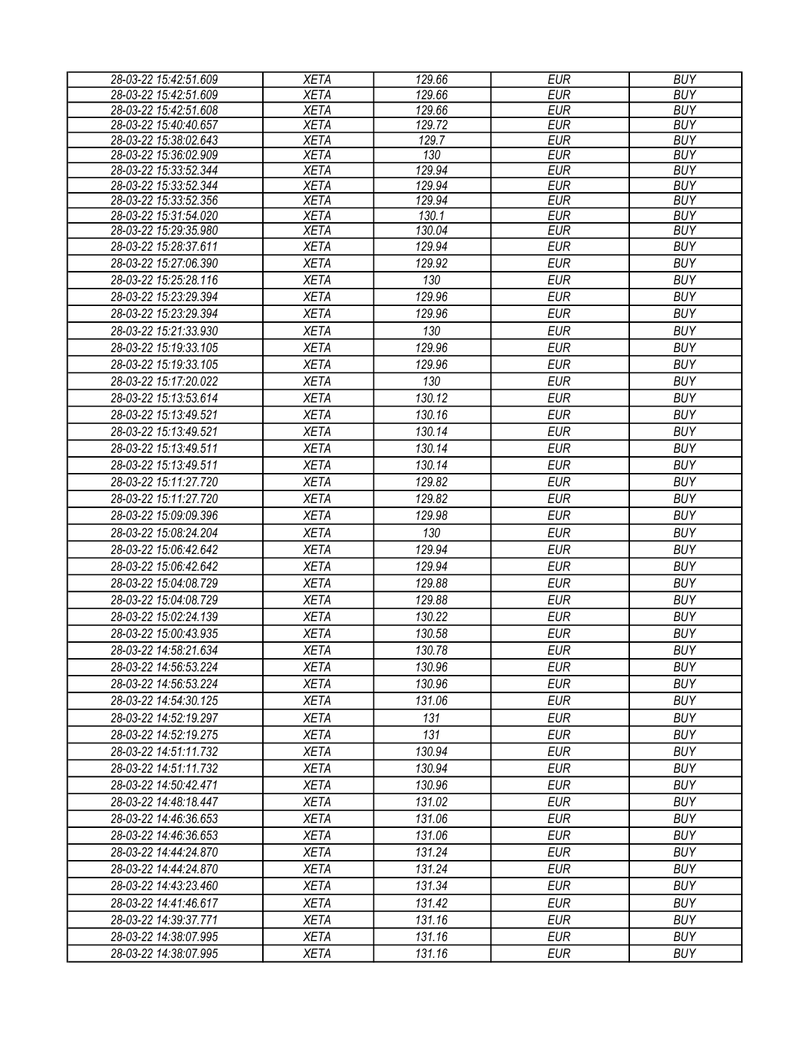| 28-03-22 15:42:51.609 | XETA | 129.66 | EUR | BUY |
|---|---|---|---|---|
| 28-03-22 15:42:51.609 | XETA | 129.66 | EUR | BUY |
| 28-03-22 15:42:51.608 | XETA | 129.66 | EUR | BUY |
| 28-03-22 15:40:40.657 | XETA | 129.72 | EUR | BUY |
| 28-03-22 15:38:02.643 | XETA | 129.7 | EUR | BUY |
| 28-03-22 15:36:02.909 | XETA | 130 | EUR | BUY |
| 28-03-22 15:33:52.344 | XETA | 129.94 | EUR | BUY |
| 28-03-22 15:33:52.344 | XETA | 129.94 | EUR | BUY |
| 28-03-22 15:33:52.356 | XETA | 129.94 | EUR | BUY |
| 28-03-22 15:31:54.020 | XETA | 130.1 | EUR | BUY |
| 28-03-22 15:29:35.980 | XETA | 130.04 | EUR | BUY |
| 28-03-22 15:28:37.611 | XETA | 129.94 | EUR | BUY |
| 28-03-22 15:27:06.390 | XETA | 129.92 | EUR | BUY |
| 28-03-22 15:25:28.116 | XETA | 130 | EUR | BUY |
| 28-03-22 15:23:29.394 | XETA | 129.96 | EUR | BUY |
| 28-03-22 15:23:29.394 | XETA | 129.96 | EUR | BUY |
| 28-03-22 15:21:33.930 | XETA | 130 | EUR | BUY |
| 28-03-22 15:19:33.105 | XETA | 129.96 | EUR | BUY |
| 28-03-22 15:19:33.105 | XETA | 129.96 | EUR | BUY |
| 28-03-22 15:17:20.022 | XETA | 130 | EUR | BUY |
| 28-03-22 15:13:53.614 | XETA | 130.12 | EUR | BUY |
| 28-03-22 15:13:49.521 | XETA | 130.16 | EUR | BUY |
| 28-03-22 15:13:49.521 | XETA | 130.14 | EUR | BUY |
| 28-03-22 15:13:49.511 | XETA | 130.14 | EUR | BUY |
| 28-03-22 15:13:49.511 | XETA | 130.14 | EUR | BUY |
| 28-03-22 15:11:27.720 | XETA | 129.82 | EUR | BUY |
| 28-03-22 15:11:27.720 | XETA | 129.82 | EUR | BUY |
| 28-03-22 15:09:09.396 | XETA | 129.98 | EUR | BUY |
| 28-03-22 15:08:24.204 | XETA | 130 | EUR | BUY |
| 28-03-22 15:06:42.642 | XETA | 129.94 | EUR | BUY |
| 28-03-22 15:06:42.642 | XETA | 129.94 | EUR | BUY |
| 28-03-22 15:04:08.729 | XETA | 129.88 | EUR | BUY |
| 28-03-22 15:04:08.729 | XETA | 129.88 | EUR | BUY |
| 28-03-22 15:02:24.139 | XETA | 130.22 | EUR | BUY |
| 28-03-22 15:00:43.935 | XETA | 130.58 | EUR | BUY |
| 28-03-22 14:58:21.634 | XETA | 130.78 | EUR | BUY |
| 28-03-22 14:56:53.224 | XETA | 130.96 | EUR | BUY |
| 28-03-22 14:56:53.224 | XETA | 130.96 | EUR | BUY |
| 28-03-22 14:54:30.125 | XETA | 131.06 | EUR | BUY |
| 28-03-22 14:52:19.297 | XETA | 131 | EUR | BUY |
| 28-03-22 14:52:19.275 | XETA | 131 | EUR | BUY |
| 28-03-22 14:51:11.732 | XETA | 130.94 | EUR | BUY |
| 28-03-22 14:51:11.732 | XETA | 130.94 | EUR | BUY |
| 28-03-22 14:50:42.471 | XETA | 130.96 | EUR | BUY |
| 28-03-22 14:48:18.447 | XETA | 131.02 | EUR | BUY |
| 28-03-22 14:46:36.653 | XETA | 131.06 | EUR | BUY |
| 28-03-22 14:46:36.653 | XETA | 131.06 | EUR | BUY |
| 28-03-22 14:44:24.870 | XETA | 131.24 | EUR | BUY |
| 28-03-22 14:44:24.870 | XETA | 131.24 | EUR | BUY |
| 28-03-22 14:43:23.460 | XETA | 131.34 | EUR | BUY |
| 28-03-22 14:41:46.617 | XETA | 131.42 | EUR | BUY |
| 28-03-22 14:39:37.771 | XETA | 131.16 | EUR | BUY |
| 28-03-22 14:38:07.995 | XETA | 131.16 | EUR | BUY |
| 28-03-22 14:38:07.995 | XETA | 131.16 | EUR | BUY |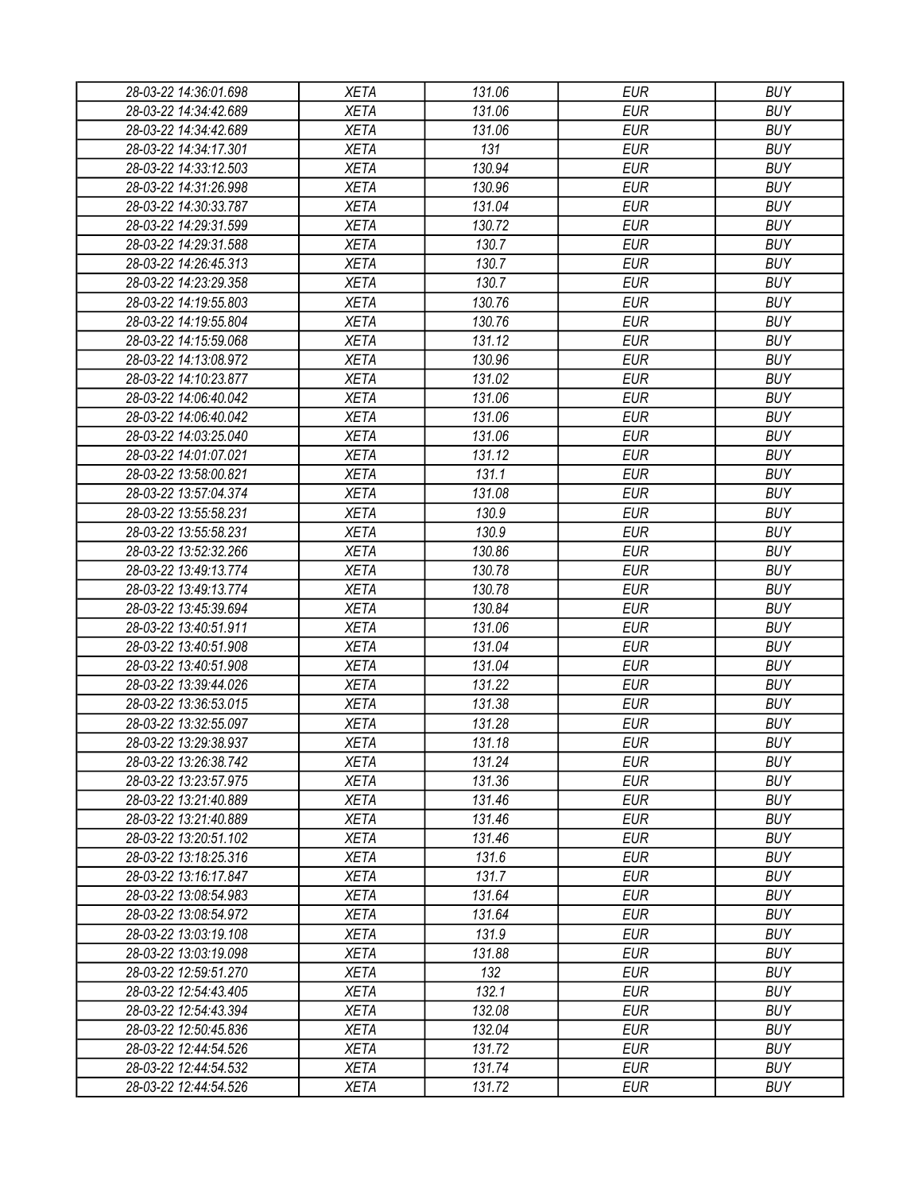| 28-03-22 14:36:01.698 | XETA | 131.06 | EUR | BUY |
|---|---|---|---|---|
| 28-03-22 14:34:42.689 | XETA | 131.06 | EUR | BUY |
| 28-03-22 14:34:42.689 | XETA | 131.06 | EUR | BUY |
| 28-03-22 14:34:17.301 | XETA | 131 | EUR | BUY |
| 28-03-22 14:33:12.503 | XETA | 130.94 | EUR | BUY |
| 28-03-22 14:31:26.998 | XETA | 130.96 | EUR | BUY |
| 28-03-22 14:30:33.787 | XETA | 131.04 | EUR | BUY |
| 28-03-22 14:29:31.599 | XETA | 130.72 | EUR | BUY |
| 28-03-22 14:29:31.588 | XETA | 130.7 | EUR | BUY |
| 28-03-22 14:26:45.313 | XETA | 130.7 | EUR | BUY |
| 28-03-22 14:23:29.358 | XETA | 130.7 | EUR | BUY |
| 28-03-22 14:19:55.803 | XETA | 130.76 | EUR | BUY |
| 28-03-22 14:19:55.804 | XETA | 130.76 | EUR | BUY |
| 28-03-22 14:15:59.068 | XETA | 131.12 | EUR | BUY |
| 28-03-22 14:13:08.972 | XETA | 130.96 | EUR | BUY |
| 28-03-22 14:10:23.877 | XETA | 131.02 | EUR | BUY |
| 28-03-22 14:06:40.042 | XETA | 131.06 | EUR | BUY |
| 28-03-22 14:06:40.042 | XETA | 131.06 | EUR | BUY |
| 28-03-22 14:03:25.040 | XETA | 131.06 | EUR | BUY |
| 28-03-22 14:01:07.021 | XETA | 131.12 | EUR | BUY |
| 28-03-22 13:58:00.821 | XETA | 131.1 | EUR | BUY |
| 28-03-22 13:57:04.374 | XETA | 131.08 | EUR | BUY |
| 28-03-22 13:55:58.231 | XETA | 130.9 | EUR | BUY |
| 28-03-22 13:55:58.231 | XETA | 130.9 | EUR | BUY |
| 28-03-22 13:52:32.266 | XETA | 130.86 | EUR | BUY |
| 28-03-22 13:49:13.774 | XETA | 130.78 | EUR | BUY |
| 28-03-22 13:49:13.774 | XETA | 130.78 | EUR | BUY |
| 28-03-22 13:45:39.694 | XETA | 130.84 | EUR | BUY |
| 28-03-22 13:40:51.911 | XETA | 131.06 | EUR | BUY |
| 28-03-22 13:40:51.908 | XETA | 131.04 | EUR | BUY |
| 28-03-22 13:40:51.908 | XETA | 131.04 | EUR | BUY |
| 28-03-22 13:39:44.026 | XETA | 131.22 | EUR | BUY |
| 28-03-22 13:36:53.015 | XETA | 131.38 | EUR | BUY |
| 28-03-22 13:32:55.097 | XETA | 131.28 | EUR | BUY |
| 28-03-22 13:29:38.937 | XETA | 131.18 | EUR | BUY |
| 28-03-22 13:26:38.742 | XETA | 131.24 | EUR | BUY |
| 28-03-22 13:23:57.975 | XETA | 131.36 | EUR | BUY |
| 28-03-22 13:21:40.889 | XETA | 131.46 | EUR | BUY |
| 28-03-22 13:21:40.889 | XETA | 131.46 | EUR | BUY |
| 28-03-22 13:20:51.102 | XETA | 131.46 | EUR | BUY |
| 28-03-22 13:18:25.316 | XETA | 131.6 | EUR | BUY |
| 28-03-22 13:16:17.847 | XETA | 131.7 | EUR | BUY |
| 28-03-22 13:08:54.983 | XETA | 131.64 | EUR | BUY |
| 28-03-22 13:08:54.972 | XETA | 131.64 | EUR | BUY |
| 28-03-22 13:03:19.108 | XETA | 131.9 | EUR | BUY |
| 28-03-22 13:03:19.098 | XETA | 131.88 | EUR | BUY |
| 28-03-22 12:59:51.270 | XETA | 132 | EUR | BUY |
| 28-03-22 12:54:43.405 | XETA | 132.1 | EUR | BUY |
| 28-03-22 12:54:43.394 | XETA | 132.08 | EUR | BUY |
| 28-03-22 12:50:45.836 | XETA | 132.04 | EUR | BUY |
| 28-03-22 12:44:54.526 | XETA | 131.72 | EUR | BUY |
| 28-03-22 12:44:54.532 | XETA | 131.74 | EUR | BUY |
| 28-03-22 12:44:54.526 | XETA | 131.72 | EUR | BUY |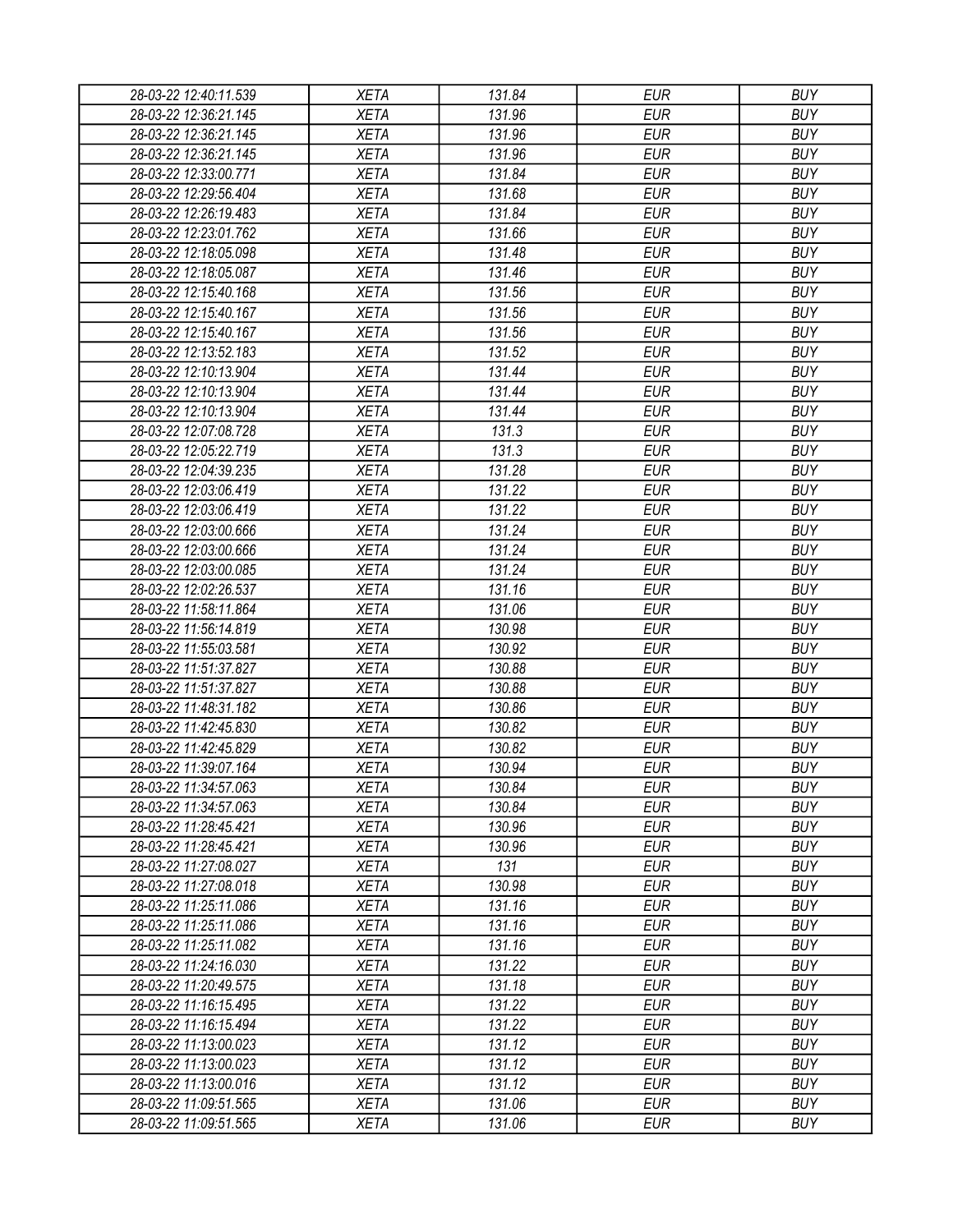| 28-03-22 12:40:11.539 | XETA | 131.84 | EUR | BUY |
|---|---|---|---|---|
| 28-03-22 12:36:21.145 | XETA | 131.96 | EUR | BUY |
| 28-03-22 12:36:21.145 | XETA | 131.96 | EUR | BUY |
| 28-03-22 12:36:21.145 | XETA | 131.96 | EUR | BUY |
| 28-03-22 12:33:00.771 | XETA | 131.84 | EUR | BUY |
| 28-03-22 12:29:56.404 | XETA | 131.68 | EUR | BUY |
| 28-03-22 12:26:19.483 | XETA | 131.84 | EUR | BUY |
| 28-03-22 12:23:01.762 | XETA | 131.66 | EUR | BUY |
| 28-03-22 12:18:05.098 | XETA | 131.48 | EUR | BUY |
| 28-03-22 12:18:05.087 | XETA | 131.46 | EUR | BUY |
| 28-03-22 12:15:40.168 | XETA | 131.56 | EUR | BUY |
| 28-03-22 12:15:40.167 | XETA | 131.56 | EUR | BUY |
| 28-03-22 12:15:40.167 | XETA | 131.56 | EUR | BUY |
| 28-03-22 12:13:52.183 | XETA | 131.52 | EUR | BUY |
| 28-03-22 12:10:13.904 | XETA | 131.44 | EUR | BUY |
| 28-03-22 12:10:13.904 | XETA | 131.44 | EUR | BUY |
| 28-03-22 12:10:13.904 | XETA | 131.44 | EUR | BUY |
| 28-03-22 12:07:08.728 | XETA | 131.3 | EUR | BUY |
| 28-03-22 12:05:22.719 | XETA | 131.3 | EUR | BUY |
| 28-03-22 12:04:39.235 | XETA | 131.28 | EUR | BUY |
| 28-03-22 12:03:06.419 | XETA | 131.22 | EUR | BUY |
| 28-03-22 12:03:06.419 | XETA | 131.22 | EUR | BUY |
| 28-03-22 12:03:00.666 | XETA | 131.24 | EUR | BUY |
| 28-03-22 12:03:00.666 | XETA | 131.24 | EUR | BUY |
| 28-03-22 12:03:00.085 | XETA | 131.24 | EUR | BUY |
| 28-03-22 12:02:26.537 | XETA | 131.16 | EUR | BUY |
| 28-03-22 11:58:11.864 | XETA | 131.06 | EUR | BUY |
| 28-03-22 11:56:14.819 | XETA | 130.98 | EUR | BUY |
| 28-03-22 11:55:03.581 | XETA | 130.92 | EUR | BUY |
| 28-03-22 11:51:37.827 | XETA | 130.88 | EUR | BUY |
| 28-03-22 11:51:37.827 | XETA | 130.88 | EUR | BUY |
| 28-03-22 11:48:31.182 | XETA | 130.86 | EUR | BUY |
| 28-03-22 11:42:45.830 | XETA | 130.82 | EUR | BUY |
| 28-03-22 11:42:45.829 | XETA | 130.82 | EUR | BUY |
| 28-03-22 11:39:07.164 | XETA | 130.94 | EUR | BUY |
| 28-03-22 11:34:57.063 | XETA | 130.84 | EUR | BUY |
| 28-03-22 11:34:57.063 | XETA | 130.84 | EUR | BUY |
| 28-03-22 11:28:45.421 | XETA | 130.96 | EUR | BUY |
| 28-03-22 11:28:45.421 | XETA | 130.96 | EUR | BUY |
| 28-03-22 11:27:08.027 | XETA | 131 | EUR | BUY |
| 28-03-22 11:27:08.018 | XETA | 130.98 | EUR | BUY |
| 28-03-22 11:25:11.086 | XETA | 131.16 | EUR | BUY |
| 28-03-22 11:25:11.086 | XETA | 131.16 | EUR | BUY |
| 28-03-22 11:25:11.082 | XETA | 131.16 | EUR | BUY |
| 28-03-22 11:24:16.030 | XETA | 131.22 | EUR | BUY |
| 28-03-22 11:20:49.575 | XETA | 131.18 | EUR | BUY |
| 28-03-22 11:16:15.495 | XETA | 131.22 | EUR | BUY |
| 28-03-22 11:16:15.494 | XETA | 131.22 | EUR | BUY |
| 28-03-22 11:13:00.023 | XETA | 131.12 | EUR | BUY |
| 28-03-22 11:13:00.023 | XETA | 131.12 | EUR | BUY |
| 28-03-22 11:13:00.016 | XETA | 131.12 | EUR | BUY |
| 28-03-22 11:09:51.565 | XETA | 131.06 | EUR | BUY |
| 28-03-22 11:09:51.565 | XETA | 131.06 | EUR | BUY |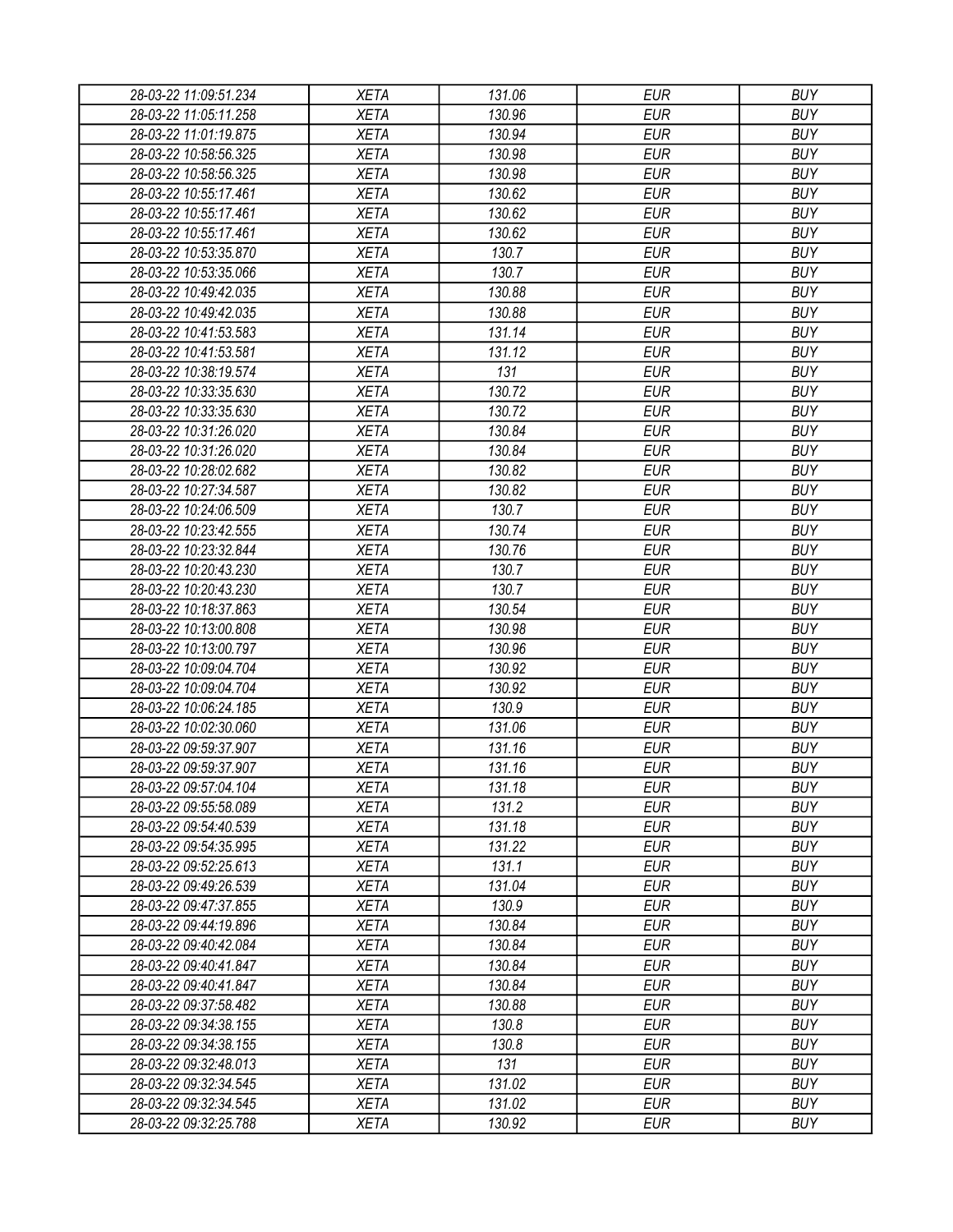| 28-03-22 11:09:51.234 | XETA | 131.06 | EUR | BUY |
|---|---|---|---|---|
| 28-03-22 11:05:11.258 | XETA | 130.96 | EUR | BUY |
| 28-03-22 11:01:19.875 | XETA | 130.94 | EUR | BUY |
| 28-03-22 10:58:56.325 | XETA | 130.98 | EUR | BUY |
| 28-03-22 10:58:56.325 | XETA | 130.98 | EUR | BUY |
| 28-03-22 10:55:17.461 | XETA | 130.62 | EUR | BUY |
| 28-03-22 10:55:17.461 | XETA | 130.62 | EUR | BUY |
| 28-03-22 10:55:17.461 | XETA | 130.62 | EUR | BUY |
| 28-03-22 10:53:35.870 | XETA | 130.7 | EUR | BUY |
| 28-03-22 10:53:35.066 | XETA | 130.7 | EUR | BUY |
| 28-03-22 10:49:42.035 | XETA | 130.88 | EUR | BUY |
| 28-03-22 10:49:42.035 | XETA | 130.88 | EUR | BUY |
| 28-03-22 10:41:53.583 | XETA | 131.14 | EUR | BUY |
| 28-03-22 10:41:53.581 | XETA | 131.12 | EUR | BUY |
| 28-03-22 10:38:19.574 | XETA | 131 | EUR | BUY |
| 28-03-22 10:33:35.630 | XETA | 130.72 | EUR | BUY |
| 28-03-22 10:33:35.630 | XETA | 130.72 | EUR | BUY |
| 28-03-22 10:31:26.020 | XETA | 130.84 | EUR | BUY |
| 28-03-22 10:31:26.020 | XETA | 130.84 | EUR | BUY |
| 28-03-22 10:28:02.682 | XETA | 130.82 | EUR | BUY |
| 28-03-22 10:27:34.587 | XETA | 130.82 | EUR | BUY |
| 28-03-22 10:24:06.509 | XETA | 130.7 | EUR | BUY |
| 28-03-22 10:23:42.555 | XETA | 130.74 | EUR | BUY |
| 28-03-22 10:23:32.844 | XETA | 130.76 | EUR | BUY |
| 28-03-22 10:20:43.230 | XETA | 130.7 | EUR | BUY |
| 28-03-22 10:20:43.230 | XETA | 130.7 | EUR | BUY |
| 28-03-22 10:18:37.863 | XETA | 130.54 | EUR | BUY |
| 28-03-22 10:13:00.808 | XETA | 130.98 | EUR | BUY |
| 28-03-22 10:13:00.797 | XETA | 130.96 | EUR | BUY |
| 28-03-22 10:09:04.704 | XETA | 130.92 | EUR | BUY |
| 28-03-22 10:09:04.704 | XETA | 130.92 | EUR | BUY |
| 28-03-22 10:06:24.185 | XETA | 130.9 | EUR | BUY |
| 28-03-22 10:02:30.060 | XETA | 131.06 | EUR | BUY |
| 28-03-22 09:59:37.907 | XETA | 131.16 | EUR | BUY |
| 28-03-22 09:59:37.907 | XETA | 131.16 | EUR | BUY |
| 28-03-22 09:57:04.104 | XETA | 131.18 | EUR | BUY |
| 28-03-22 09:55:58.089 | XETA | 131.2 | EUR | BUY |
| 28-03-22 09:54:40.539 | XETA | 131.18 | EUR | BUY |
| 28-03-22 09:54:35.995 | XETA | 131.22 | EUR | BUY |
| 28-03-22 09:52:25.613 | XETA | 131.1 | EUR | BUY |
| 28-03-22 09:49:26.539 | XETA | 131.04 | EUR | BUY |
| 28-03-22 09:47:37.855 | XETA | 130.9 | EUR | BUY |
| 28-03-22 09:44:19.896 | XETA | 130.84 | EUR | BUY |
| 28-03-22 09:40:42.084 | XETA | 130.84 | EUR | BUY |
| 28-03-22 09:40:41.847 | XETA | 130.84 | EUR | BUY |
| 28-03-22 09:40:41.847 | XETA | 130.84 | EUR | BUY |
| 28-03-22 09:37:58.482 | XETA | 130.88 | EUR | BUY |
| 28-03-22 09:34:38.155 | XETA | 130.8 | EUR | BUY |
| 28-03-22 09:34:38.155 | XETA | 130.8 | EUR | BUY |
| 28-03-22 09:32:48.013 | XETA | 131 | EUR | BUY |
| 28-03-22 09:32:34.545 | XETA | 131.02 | EUR | BUY |
| 28-03-22 09:32:34.545 | XETA | 131.02 | EUR | BUY |
| 28-03-22 09:32:25.788 | XETA | 130.92 | EUR | BUY |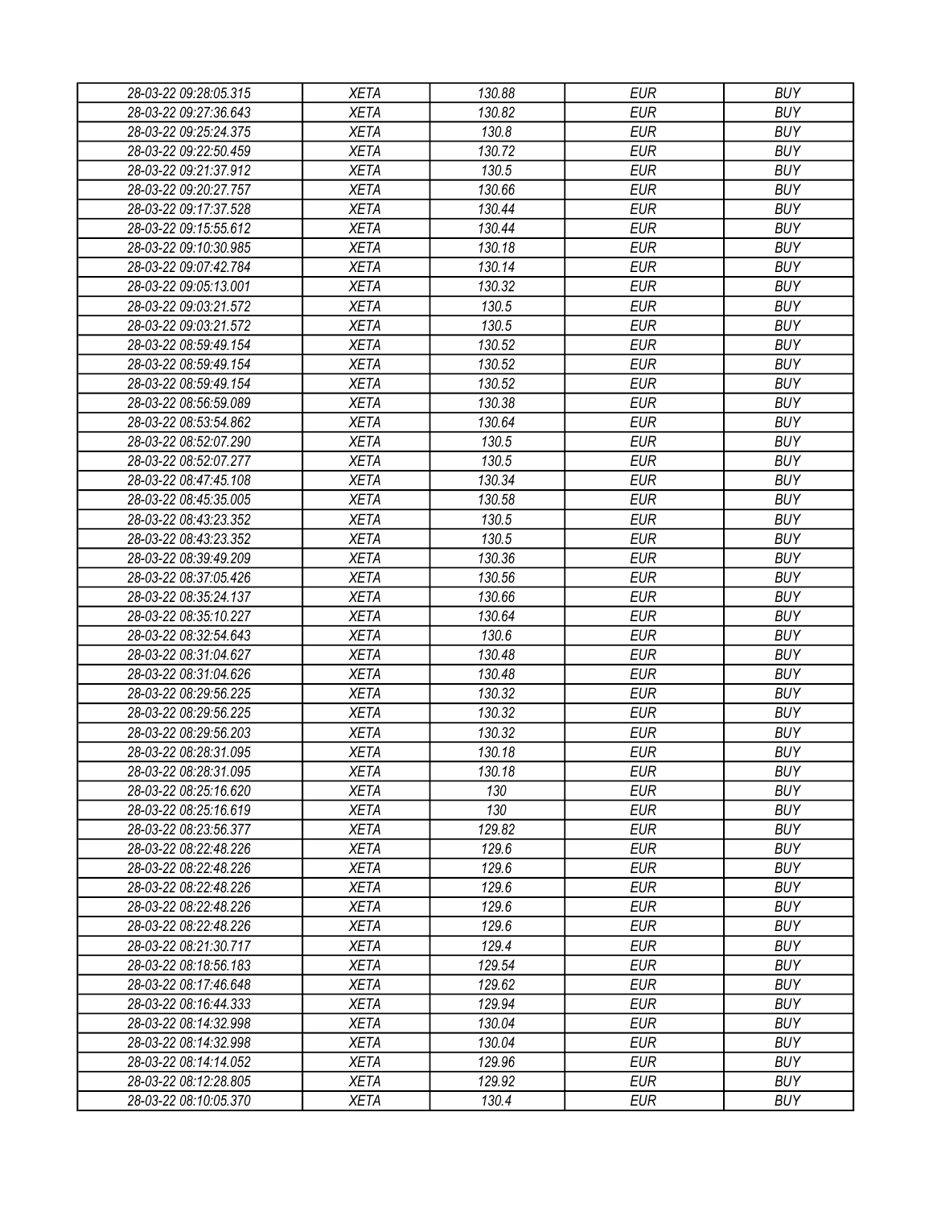| 28-03-22 09:28:05.315 | XETA | 130.88 | EUR | BUY |
|---|---|---|---|---|
| 28-03-22 09:27:36.643 | XETA | 130.82 | EUR | BUY |
| 28-03-22 09:25:24.375 | XETA | 130.8 | EUR | BUY |
| 28-03-22 09:22:50.459 | XETA | 130.72 | EUR | BUY |
| 28-03-22 09:21:37.912 | XETA | 130.5 | EUR | BUY |
| 28-03-22 09:20:27.757 | XETA | 130.66 | EUR | BUY |
| 28-03-22 09:17:37.528 | XETA | 130.44 | EUR | BUY |
| 28-03-22 09:15:55.612 | XETA | 130.44 | EUR | BUY |
| 28-03-22 09:10:30.985 | XETA | 130.18 | EUR | BUY |
| 28-03-22 09:07:42.784 | XETA | 130.14 | EUR | BUY |
| 28-03-22 09:05:13.001 | XETA | 130.32 | EUR | BUY |
| 28-03-22 09:03:21.572 | XETA | 130.5 | EUR | BUY |
| 28-03-22 09:03:21.572 | XETA | 130.5 | EUR | BUY |
| 28-03-22 08:59:49.154 | XETA | 130.52 | EUR | BUY |
| 28-03-22 08:59:49.154 | XETA | 130.52 | EUR | BUY |
| 28-03-22 08:59:49.154 | XETA | 130.52 | EUR | BUY |
| 28-03-22 08:56:59.089 | XETA | 130.38 | EUR | BUY |
| 28-03-22 08:53:54.862 | XETA | 130.64 | EUR | BUY |
| 28-03-22 08:52:07.290 | XETA | 130.5 | EUR | BUY |
| 28-03-22 08:52:07.277 | XETA | 130.5 | EUR | BUY |
| 28-03-22 08:47:45.108 | XETA | 130.34 | EUR | BUY |
| 28-03-22 08:45:35.005 | XETA | 130.58 | EUR | BUY |
| 28-03-22 08:43:23.352 | XETA | 130.5 | EUR | BUY |
| 28-03-22 08:43:23.352 | XETA | 130.5 | EUR | BUY |
| 28-03-22 08:39:49.209 | XETA | 130.36 | EUR | BUY |
| 28-03-22 08:37:05.426 | XETA | 130.56 | EUR | BUY |
| 28-03-22 08:35:24.137 | XETA | 130.66 | EUR | BUY |
| 28-03-22 08:35:10.227 | XETA | 130.64 | EUR | BUY |
| 28-03-22 08:32:54.643 | XETA | 130.6 | EUR | BUY |
| 28-03-22 08:31:04.627 | XETA | 130.48 | EUR | BUY |
| 28-03-22 08:31:04.626 | XETA | 130.48 | EUR | BUY |
| 28-03-22 08:29:56.225 | XETA | 130.32 | EUR | BUY |
| 28-03-22 08:29:56.225 | XETA | 130.32 | EUR | BUY |
| 28-03-22 08:29:56.203 | XETA | 130.32 | EUR | BUY |
| 28-03-22 08:28:31.095 | XETA | 130.18 | EUR | BUY |
| 28-03-22 08:28:31.095 | XETA | 130.18 | EUR | BUY |
| 28-03-22 08:25:16.620 | XETA | 130 | EUR | BUY |
| 28-03-22 08:25:16.619 | XETA | 130 | EUR | BUY |
| 28-03-22 08:23:56.377 | XETA | 129.82 | EUR | BUY |
| 28-03-22 08:22:48.226 | XETA | 129.6 | EUR | BUY |
| 28-03-22 08:22:48.226 | XETA | 129.6 | EUR | BUY |
| 28-03-22 08:22:48.226 | XETA | 129.6 | EUR | BUY |
| 28-03-22 08:22:48.226 | XETA | 129.6 | EUR | BUY |
| 28-03-22 08:22:48.226 | XETA | 129.6 | EUR | BUY |
| 28-03-22 08:21:30.717 | XETA | 129.4 | EUR | BUY |
| 28-03-22 08:18:56.183 | XETA | 129.54 | EUR | BUY |
| 28-03-22 08:17:46.648 | XETA | 129.62 | EUR | BUY |
| 28-03-22 08:16:44.333 | XETA | 129.94 | EUR | BUY |
| 28-03-22 08:14:32.998 | XETA | 130.04 | EUR | BUY |
| 28-03-22 08:14:32.998 | XETA | 130.04 | EUR | BUY |
| 28-03-22 08:14:14.052 | XETA | 129.96 | EUR | BUY |
| 28-03-22 08:12:28.805 | XETA | 129.92 | EUR | BUY |
| 28-03-22 08:10:05.370 | XETA | 130.4 | EUR | BUY |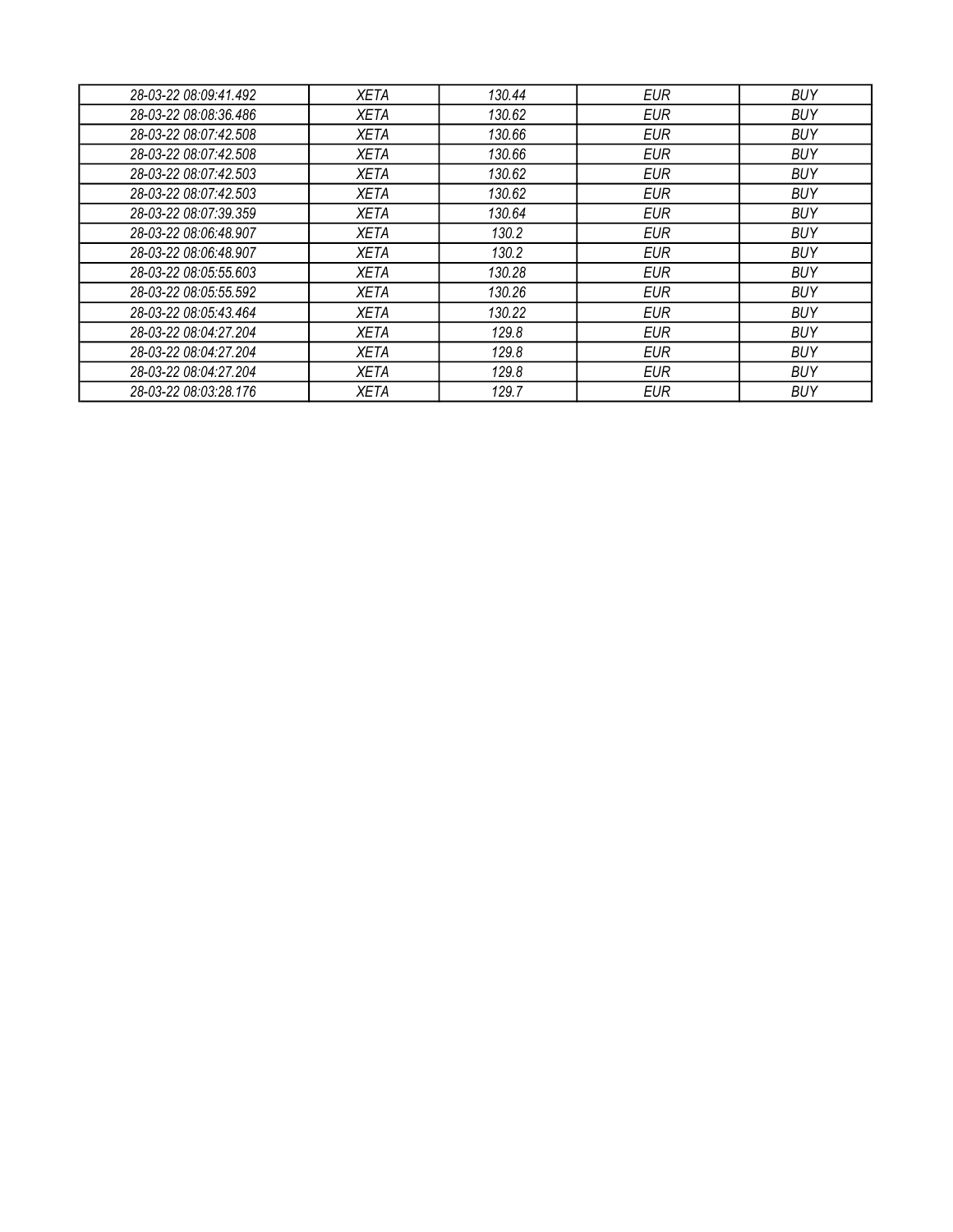| | | | | |
|---|---|---|---|---|
| *28-03-22 08:09:41.492* | *XETA* | *130.44* | *EUR* | *BUY* |
| *28-03-22 08:08:36.486* | *XETA* | *130.62* | *EUR* | *BUY* |
| *28-03-22 08:07:42.508* | *XETA* | *130.66* | *EUR* | *BUY* |
| *28-03-22 08:07:42.508* | *XETA* | *130.66* | *EUR* | *BUY* |
| *28-03-22 08:07:42.503* | *XETA* | *130.62* | *EUR* | *BUY* |
| *28-03-22 08:07:42.503* | *XETA* | *130.62* | *EUR* | *BUY* |
| *28-03-22 08:07:39.359* | *XETA* | *130.64* | *EUR* | *BUY* |
| *28-03-22 08:06:48.907* | *XETA* | *130.2* | *EUR* | *BUY* |
| *28-03-22 08:06:48.907* | *XETA* | *130.2* | *EUR* | *BUY* |
| *28-03-22 08:05:55.603* | *XETA* | *130.28* | *EUR* | *BUY* |
| *28-03-22 08:05:55.592* | *XETA* | *130.26* | *EUR* | *BUY* |
| *28-03-22 08:05:43.464* | *XETA* | *130.22* | *EUR* | *BUY* |
| *28-03-22 08:04:27.204* | *XETA* | *129.8* | *EUR* | *BUY* |
| *28-03-22 08:04:27.204* | *XETA* | *129.8* | *EUR* | *BUY* |
| *28-03-22 08:04:27.204* | *XETA* | *129.8* | *EUR* | *BUY* |
| *28-03-22 08:03:28.176* | *XETA* | *129.7* | *EUR* | *BUY* |